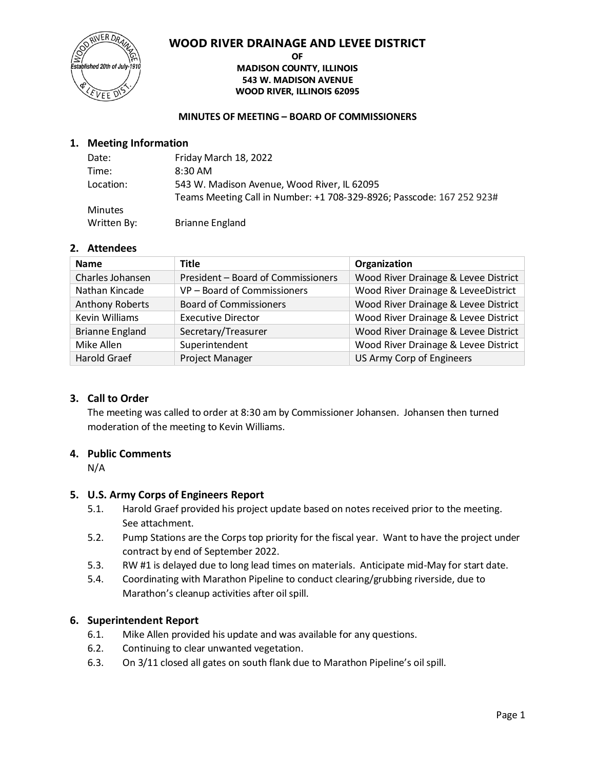# WOOD RIVER DRAINAGE AND LEVEE DISTRICT

**OF**
**MADISON COUNTY, ILLINOIS**
**543 W. MADISON AVENUE**
**WOOD RIVER, ILLINOIS 62095**

**MINUTES OF MEETING – BOARD OF COMMISSIONERS**

## 1. Meeting Information

| | |
|---|---|
| Date: | Friday March 18, 2022 |
| Time: | 8:30 AM |
| Location: | 543 W. Madison Avenue, Wood River, IL 62095<br>Teams Meeting Call in Number: +1 708-329-8926; Passcode: 167 252 923# |
| Minutes Written By: | Brianne England |

## 2. Attendees

| Name | Title | Organization |
|---|---|---|
| Charles Johansen | President – Board of Commissioners | Wood River Drainage & Levee District |
| Nathan Kincade | VP – Board of Commissioners | Wood River Drainage & LeveeDistrict |
| Anthony Roberts | Board of Commissioners | Wood River Drainage & Levee District |
| Kevin Williams | Executive Director | Wood River Drainage & Levee District |
| Brianne England | Secretary/Treasurer | Wood River Drainage & Levee District |
| Mike Allen | Superintendent | Wood River Drainage & Levee District |
| Harold Graef | Project Manager | US Army Corp of Engineers |

## 3. Call to Order

The meeting was called to order at 8:30 am by Commissioner Johansen. Johansen then turned moderation of the meeting to Kevin Williams.

## 4. Public Comments

N/A

## 5. U.S. Army Corps of Engineers Report

5.1. Harold Graef provided his project update based on notes received prior to the meeting. See attachment.

5.2. Pump Stations are the Corps top priority for the fiscal year. Want to have the project under contract by end of September 2022.

5.3. RW #1 is delayed due to long lead times on materials. Anticipate mid-May for start date.

5.4. Coordinating with Marathon Pipeline to conduct clearing/grubbing riverside, due to Marathon's cleanup activities after oil spill.

## 6. Superintendent Report

6.1. Mike Allen provided his update and was available for any questions.

6.2. Continuing to clear unwanted vegetation.

6.3. On 3/11 closed all gates on south flank due to Marathon Pipeline's oil spill.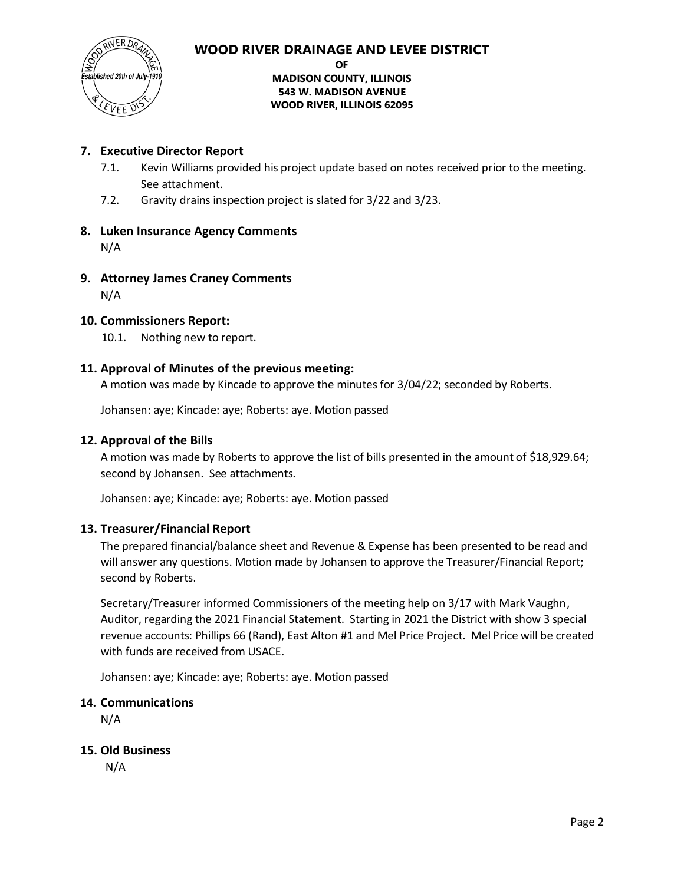**WOOD RIVER DRAINAGE AND LEVEE DISTRICT**
**OF**
**MADISON COUNTY, ILLINOIS**
**543 W. MADISON AVENUE**
**WOOD RIVER, ILLINOIS 62095**

## 7. Executive Director Report

7.1. Kevin Williams provided his project update based on notes received prior to the meeting. See attachment.

7.2. Gravity drains inspection project is slated for 3/22 and 3/23.

## 8. Luken Insurance Agency Comments

N/A

## 9. Attorney James Craney Comments

N/A

## 10. Commissioners Report:

10.1. Nothing new to report.

## 11. Approval of Minutes of the previous meeting:

A motion was made by Kincade to approve the minutes for 3/04/22; seconded by Roberts.

Johansen: aye; Kincade: aye; Roberts: aye. Motion passed

## 12. Approval of the Bills

A motion was made by Roberts to approve the list of bills presented in the amount of $18,929.64; second by Johansen. See attachments.

Johansen: aye; Kincade: aye; Roberts: aye. Motion passed

## 13. Treasurer/Financial Report

The prepared financial/balance sheet and Revenue & Expense has been presented to be read and will answer any questions. Motion made by Johansen to approve the Treasurer/Financial Report; second by Roberts.

Secretary/Treasurer informed Commissioners of the meeting help on 3/17 with Mark Vaughn, Auditor, regarding the 2021 Financial Statement. Starting in 2021 the District with show 3 special revenue accounts: Phillips 66 (Rand), East Alton #1 and Mel Price Project. Mel Price will be created with funds are received from USACE.

Johansen: aye; Kincade: aye; Roberts: aye. Motion passed

## 14. Communications

N/A

## 15. Old Business

N/A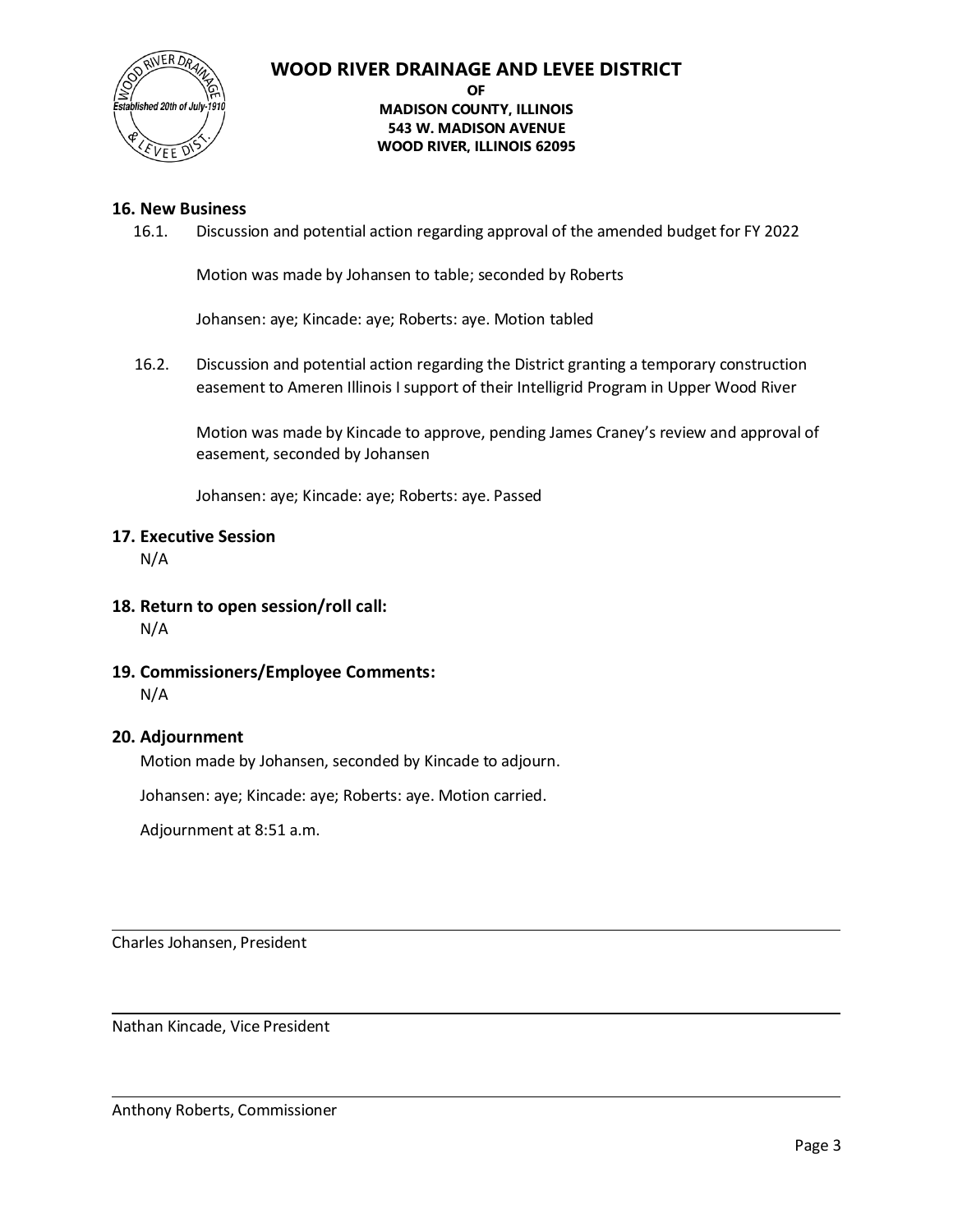**WOOD RIVER DRAINAGE AND LEVEE DISTRICT**
**OF**
**MADISON COUNTY, ILLINOIS**
**543 W. MADISON AVENUE**
**WOOD RIVER, ILLINOIS 62095**

## 16. New Business

16.1. Discussion and potential action regarding approval of the amended budget for FY 2022

Motion was made by Johansen to table; seconded by Roberts

Johansen: aye; Kincade: aye; Roberts: aye. Motion tabled

16.2. Discussion and potential action regarding the District granting a temporary construction easement to Ameren Illinois I support of their Intelligrid Program in Upper Wood River

Motion was made by Kincade to approve, pending James Craney's review and approval of easement, seconded by Johansen

Johansen: aye; Kincade: aye; Roberts: aye. Passed

## 17. Executive Session

N/A

## 18. Return to open session/roll call:

N/A

## 19. Commissioners/Employee Comments:

N/A

## 20. Adjournment

Motion made by Johansen, seconded by Kincade to adjourn.

Johansen: aye; Kincade: aye; Roberts: aye. Motion carried.

Adjournment at 8:51 a.m.

Charles Johansen, President

Nathan Kincade, Vice President

Anthony Roberts, Commissioner